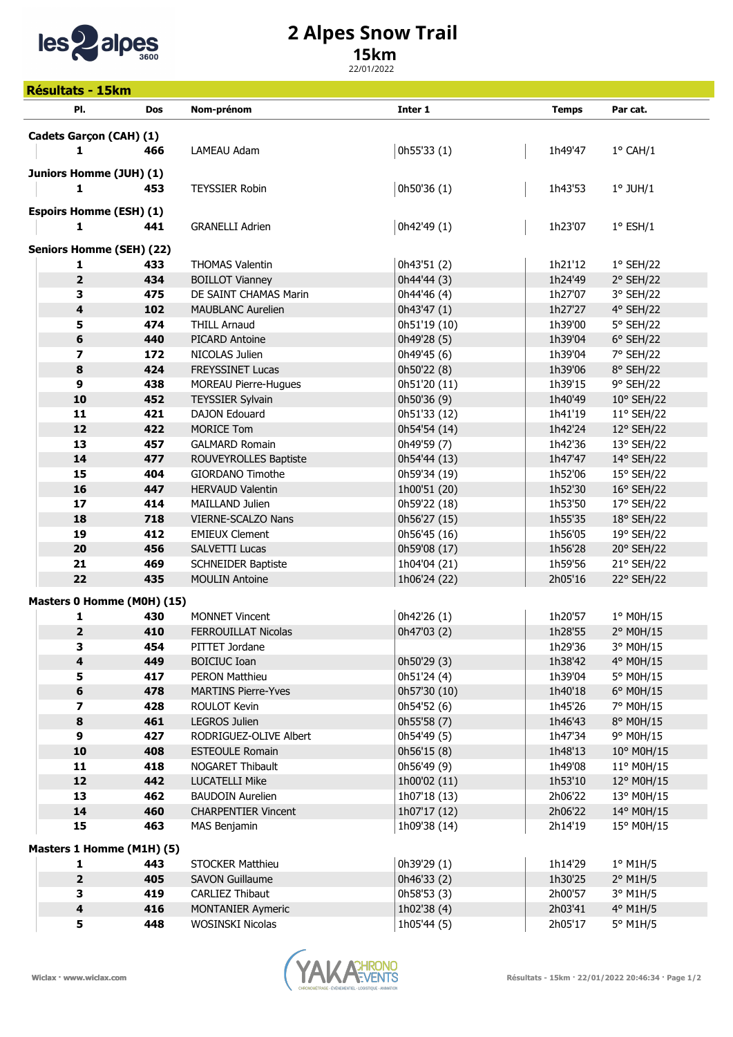# 2 Alpes Snow Trail

## 15km

22/01/2022

## Résultats - 15km

| Pl. | Dos | Nom-prénom | Inter 1 | Temps | Par cat. |
|---|---|---|---|---|---|
| **Cadets Garçon (CAH) (1)** | | | | | |
| 1 | 466 | LAMEAU Adam | 0h55'33 (1) | 1h49'47 | 1° CAH/1 |
| **Juniors Homme (JUH) (1)** | | | | | |
| 1 | 453 | TEYSSIER Robin | 0h50'36 (1) | 1h43'53 | 1° JUH/1 |
| **Espoirs Homme (ESH) (1)** | | | | | |
| 1 | 441 | GRANELLI Adrien | 0h42'49 (1) | 1h23'07 | 1° ESH/1 |
| **Seniors Homme (SEH) (22)** | | | | | |
| 1 | 433 | THOMAS Valentin | 0h43'51 (2) | 1h21'12 | 1° SEH/22 |
| 2 | 434 | BOILLOT Vianney | 0h44'44 (3) | 1h24'49 | 2° SEH/22 |
| 3 | 475 | DE SAINT CHAMAS Marin | 0h44'46 (4) | 1h27'07 | 3° SEH/22 |
| 4 | 102 | MAUBLANC Aurelien | 0h43'47 (1) | 1h27'27 | 4° SEH/22 |
| 5 | 474 | THILL Arnaud | 0h51'19 (10) | 1h39'00 | 5° SEH/22 |
| 6 | 440 | PICARD Antoine | 0h49'28 (5) | 1h39'04 | 6° SEH/22 |
| 7 | 172 | NICOLAS Julien | 0h49'45 (6) | 1h39'04 | 7° SEH/22 |
| 8 | 424 | FREYSSINET Lucas | 0h50'22 (8) | 1h39'06 | 8° SEH/22 |
| 9 | 438 | MOREAU Pierre-Hugues | 0h51'20 (11) | 1h39'15 | 9° SEH/22 |
| 10 | 452 | TEYSSIER Sylvain | 0h50'36 (9) | 1h40'49 | 10° SEH/22 |
| 11 | 421 | DAJON Edouard | 0h51'33 (12) | 1h41'19 | 11° SEH/22 |
| 12 | 422 | MORICE Tom | 0h54'54 (14) | 1h42'24 | 12° SEH/22 |
| 13 | 457 | GALMARD Romain | 0h49'59 (7) | 1h42'36 | 13° SEH/22 |
| 14 | 477 | ROUVEYROLLES Baptiste | 0h54'44 (13) | 1h47'47 | 14° SEH/22 |
| 15 | 404 | GIORDANO Timothe | 0h59'34 (19) | 1h52'06 | 15° SEH/22 |
| 16 | 447 | HERVAUD Valentin | 1h00'51 (20) | 1h52'30 | 16° SEH/22 |
| 17 | 414 | MAILLAND Julien | 0h59'22 (18) | 1h53'50 | 17° SEH/22 |
| 18 | 718 | VIERNE-SCALZO Nans | 0h56'27 (15) | 1h55'35 | 18° SEH/22 |
| 19 | 412 | EMIEUX Clement | 0h56'45 (16) | 1h56'05 | 19° SEH/22 |
| 20 | 456 | SALVETTI Lucas | 0h59'08 (17) | 1h56'28 | 20° SEH/22 |
| 21 | 469 | SCHNEIDER Baptiste | 1h04'04 (21) | 1h59'56 | 21° SEH/22 |
| 22 | 435 | MOULIN Antoine | 1h06'24 (22) | 2h05'16 | 22° SEH/22 |
| **Masters 0 Homme (M0H) (15)** | | | | | |
| 1 | 430 | MONNET Vincent | 0h42'26 (1) | 1h20'57 | 1° M0H/15 |
| 2 | 410 | FERROUILLAT Nicolas | 0h47'03 (2) | 1h28'55 | 2° M0H/15 |
| 3 | 454 | PITTET Jordane | | 1h29'36 | 3° M0H/15 |
| 4 | 449 | BOICIUC Ioan | 0h50'29 (3) | 1h38'42 | 4° M0H/15 |
| 5 | 417 | PERON Matthieu | 0h51'24 (4) | 1h39'04 | 5° M0H/15 |
| 6 | 478 | MARTINS Pierre-Yves | 0h57'30 (10) | 1h40'18 | 6° M0H/15 |
| 7 | 428 | ROULOT Kevin | 0h54'52 (6) | 1h45'26 | 7° M0H/15 |
| 8 | 461 | LEGROS Julien | 0h55'58 (7) | 1h46'43 | 8° M0H/15 |
| 9 | 427 | RODRIGUEZ-OLIVE Albert | 0h54'49 (5) | 1h47'34 | 9° M0H/15 |
| 10 | 408 | ESTEOULE Romain | 0h56'15 (8) | 1h48'13 | 10° M0H/15 |
| 11 | 418 | NOGARET Thibault | 0h56'49 (9) | 1h49'08 | 11° M0H/15 |
| 12 | 442 | LUCATELLI Mike | 1h00'02 (11) | 1h53'10 | 12° M0H/15 |
| 13 | 462 | BAUDOIN Aurelien | 1h07'18 (13) | 2h06'22 | 13° M0H/15 |
| 14 | 460 | CHARPENTIER Vincent | 1h07'17 (12) | 2h06'22 | 14° M0H/15 |
| 15 | 463 | MAS Benjamin | 1h09'38 (14) | 2h14'19 | 15° M0H/15 |
| **Masters 1 Homme (M1H) (5)** | | | | | |
| 1 | 443 | STOCKER Matthieu | 0h39'29 (1) | 1h14'29 | 1° M1H/5 |
| 2 | 405 | SAVON Guillaume | 0h46'33 (2) | 1h30'25 | 2° M1H/5 |
| 3 | 419 | CARLIEZ Thibaut | 0h58'53 (3) | 2h00'57 | 3° M1H/5 |
| 4 | 416 | MONTANIER Aymeric | 1h02'38 (4) | 2h03'41 | 4° M1H/5 |
| 5 | 448 | WOSINSKI Nicolas | 1h05'44 (5) | 2h05'17 | 5° M1H/5 |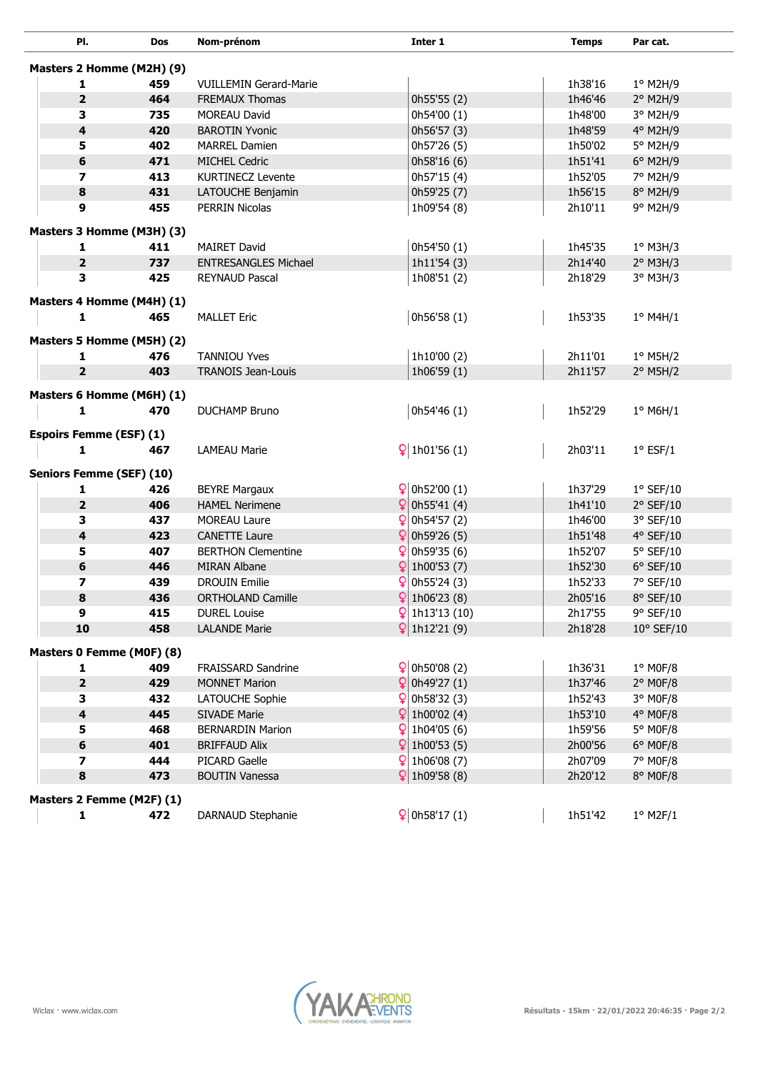| Pl. | Dos | Nom-prénom | Inter 1 | Temps | Par cat. |
|---|---|---|---|---|---|
| **Masters 2 Homme (M2H) (9)** | | | | | |
| 1 | 459 | VUILLEMIN Gerard-Marie | | 1h38'16 | 1° M2H/9 |
| 2 | 464 | FREMAUX Thomas | 0h55'55 (2) | 1h46'46 | 2° M2H/9 |
| 3 | 735 | MOREAU David | 0h54'00 (1) | 1h48'00 | 3° M2H/9 |
| 4 | 420 | BAROTIN Yvonic | 0h56'57 (3) | 1h48'59 | 4° M2H/9 |
| 5 | 402 | MARREL Damien | 0h57'26 (5) | 1h50'02 | 5° M2H/9 |
| 6 | 471 | MICHEL Cedric | 0h58'16 (6) | 1h51'41 | 6° M2H/9 |
| 7 | 413 | KURTINECZ Levente | 0h57'15 (4) | 1h52'05 | 7° M2H/9 |
| 8 | 431 | LATOUCHE Benjamin | 0h59'25 (7) | 1h56'15 | 8° M2H/9 |
| 9 | 455 | PERRIN Nicolas | 1h09'54 (8) | 2h10'11 | 9° M2H/9 |
| **Masters 3 Homme (M3H) (3)** | | | | | |
| 1 | 411 | MAIRET David | 0h54'50 (1) | 1h45'35 | 1° M3H/3 |
| 2 | 737 | ENTRESANGLES Michael | 1h11'54 (3) | 2h14'40 | 2° M3H/3 |
| 3 | 425 | REYNAUD Pascal | 1h08'51 (2) | 2h18'29 | 3° M3H/3 |
| **Masters 4 Homme (M4H) (1)** | | | | | |
| 1 | 465 | MALLET Eric | 0h56'58 (1) | 1h53'35 | 1° M4H/1 |
| **Masters 5 Homme (M5H) (2)** | | | | | |
| 1 | 476 | TANNIOU Yves | 1h10'00 (2) | 2h11'01 | 1° M5H/2 |
| 2 | 403 | TRANOIS Jean-Louis | 1h06'59 (1) | 2h11'57 | 2° M5H/2 |
| **Masters 6 Homme (M6H) (1)** | | | | | |
| 1 | 470 | DUCHAMP Bruno | 0h54'46 (1) | 1h52'29 | 1° M6H/1 |
| **Espoirs Femme (ESF) (1)** | | | | | |
| 1 | 467 | LAMEAU Marie | ♀ 1h01'56 (1) | 2h03'11 | 1° ESF/1 |
| **Seniors Femme (SEF) (10)** | | | | | |
| 1 | 426 | BEYRE Margaux | ♀ 0h52'00 (1) | 1h37'29 | 1° SEF/10 |
| 2 | 406 | HAMEL Nerimene | ♀ 0h55'41 (4) | 1h41'10 | 2° SEF/10 |
| 3 | 437 | MOREAU Laure | ♀ 0h54'57 (2) | 1h46'00 | 3° SEF/10 |
| 4 | 423 | CANETTE Laure | ♀ 0h59'26 (5) | 1h51'48 | 4° SEF/10 |
| 5 | 407 | BERTHON Clementine | ♀ 0h59'35 (6) | 1h52'07 | 5° SEF/10 |
| 6 | 446 | MIRAN Albane | ♀ 1h00'53 (7) | 1h52'30 | 6° SEF/10 |
| 7 | 439 | DROUIN Emilie | ♀ 0h55'24 (3) | 1h52'33 | 7° SEF/10 |
| 8 | 436 | ORTHOLAND Camille | ♀ 1h06'23 (8) | 2h05'16 | 8° SEF/10 |
| 9 | 415 | DUREL Louise | ♀ 1h13'13 (10) | 2h17'55 | 9° SEF/10 |
| 10 | 458 | LALANDE Marie | ♀ 1h12'21 (9) | 2h18'28 | 10° SEF/10 |
| **Masters 0 Femme (M0F) (8)** | | | | | |
| 1 | 409 | FRAISSARD Sandrine | ♀ 0h50'08 (2) | 1h36'31 | 1° M0F/8 |
| 2 | 429 | MONNET Marion | ♀ 0h49'27 (1) | 1h37'46 | 2° M0F/8 |
| 3 | 432 | LATOUCHE Sophie | ♀ 0h58'32 (3) | 1h52'43 | 3° M0F/8 |
| 4 | 445 | SIVADE Marie | ♀ 1h00'02 (4) | 1h53'10 | 4° M0F/8 |
| 5 | 468 | BERNARDIN Marion | ♀ 1h04'05 (6) | 1h59'56 | 5° M0F/8 |
| 6 | 401 | BRIFFAUD Alix | ♀ 1h00'53 (5) | 2h00'56 | 6° M0F/8 |
| 7 | 444 | PICARD Gaelle | ♀ 1h06'08 (7) | 2h07'09 | 7° M0F/8 |
| 8 | 473 | BOUTIN Vanessa | ♀ 1h09'58 (8) | 2h20'12 | 8° M0F/8 |
| **Masters 2 Femme (M2F) (1)** | | | | | |
| 1 | 472 | DARNAUD Stephanie | ♀ 0h58'17 (1) | 1h51'42 | 1° M2F/1 |